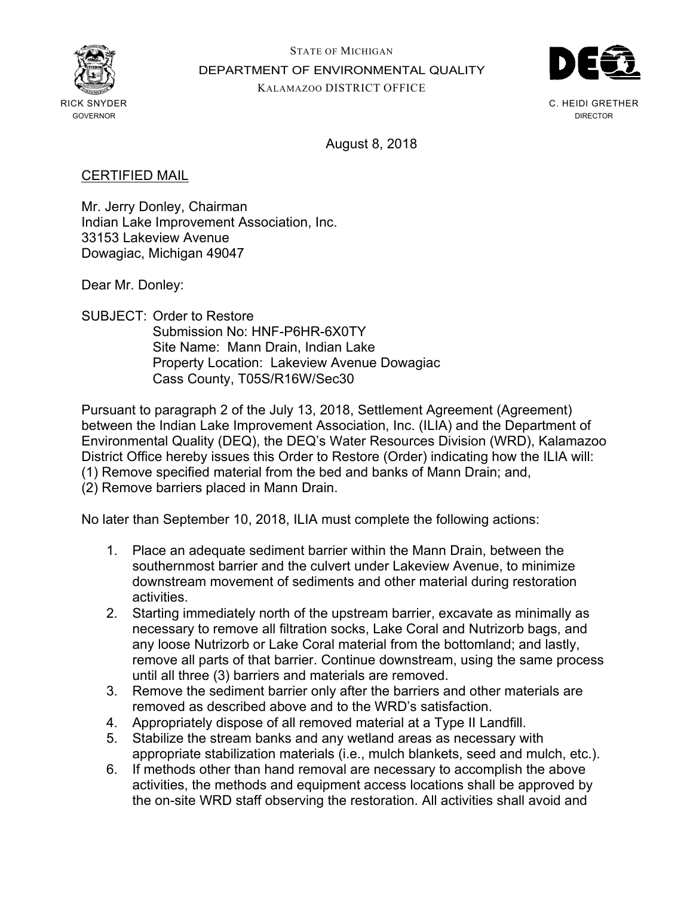STATE OF MICHIGAN
DEPARTMENT OF ENVIRONMENTAL QUALITY
KALAMAZOO DISTRICT OFFICE

RICK SNYDER
GOVERNOR

C. HEIDI GRETHER
DIRECTOR

August 8, 2018

CERTIFIED MAIL

Mr. Jerry Donley, Chairman
Indian Lake Improvement Association, Inc.
33153 Lakeview Avenue
Dowagiac, Michigan 49047

Dear Mr. Donley:

SUBJECT: Order to Restore
Submission No: HNF-P6HR-6X0TY
Site Name: Mann Drain, Indian Lake
Property Location: Lakeview Avenue Dowagiac
Cass County, T05S/R16W/Sec30

Pursuant to paragraph 2 of the July 13, 2018, Settlement Agreement (Agreement) between the Indian Lake Improvement Association, Inc. (ILIA) and the Department of Environmental Quality (DEQ), the DEQ's Water Resources Division (WRD), Kalamazoo District Office hereby issues this Order to Restore (Order) indicating how the ILIA will:
(1) Remove specified material from the bed and banks of Mann Drain; and,
(2) Remove barriers placed in Mann Drain.

No later than September 10, 2018, ILIA must complete the following actions:

1. Place an adequate sediment barrier within the Mann Drain, between the southernmost barrier and the culvert under Lakeview Avenue, to minimize downstream movement of sediments and other material during restoration activities.
2. Starting immediately north of the upstream barrier, excavate as minimally as necessary to remove all filtration socks, Lake Coral and Nutrizorb bags, and any loose Nutrizorb or Lake Coral material from the bottomland; and lastly, remove all parts of that barrier. Continue downstream, using the same process until all three (3) barriers and materials are removed.
3. Remove the sediment barrier only after the barriers and other materials are removed as described above and to the WRD's satisfaction.
4. Appropriately dispose of all removed material at a Type II Landfill.
5. Stabilize the stream banks and any wetland areas as necessary with appropriate stabilization materials (i.e., mulch blankets, seed and mulch, etc.).
6. If methods other than hand removal are necessary to accomplish the above activities, the methods and equipment access locations shall be approved by the on-site WRD staff observing the restoration. All activities shall avoid and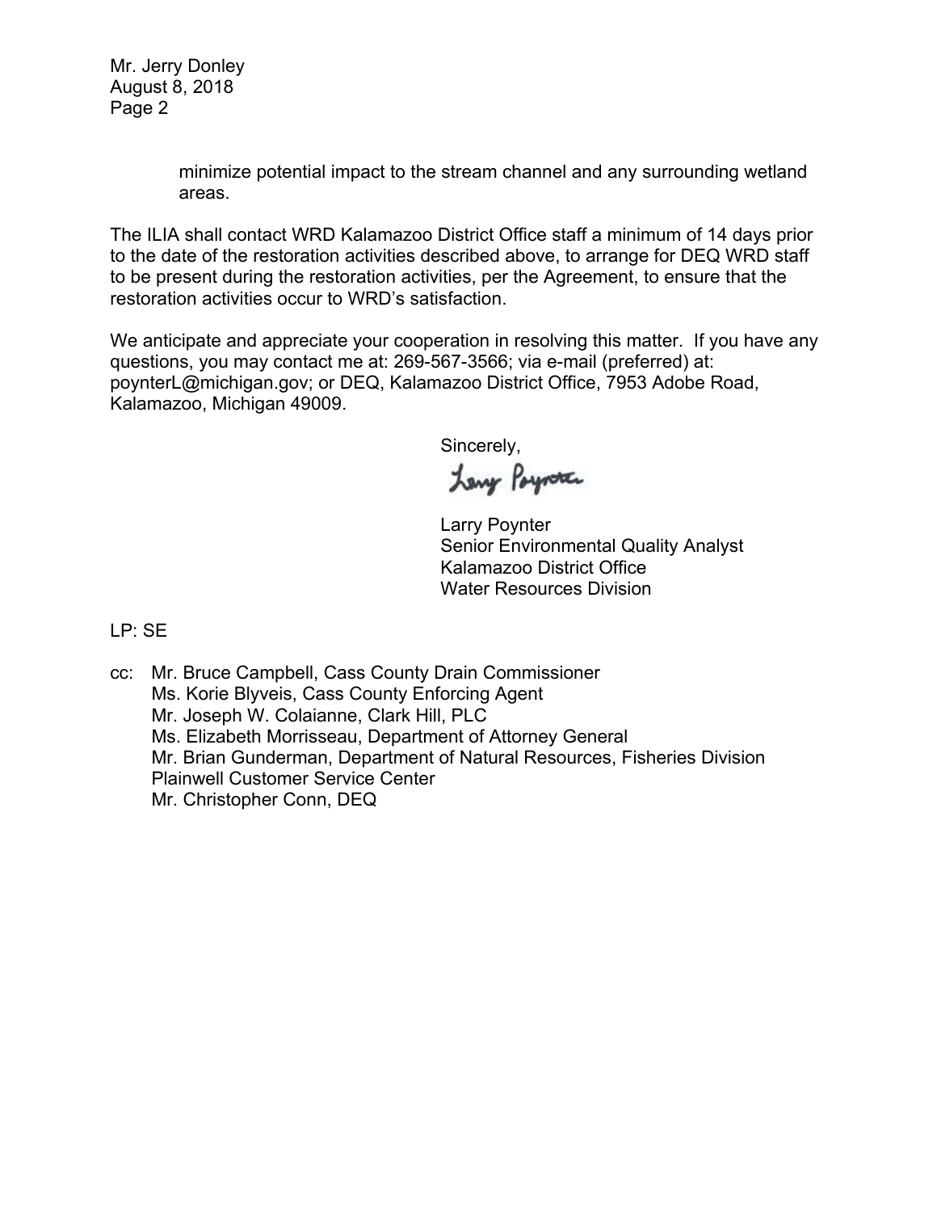Mr. Jerry Donley
August 8, 2018
Page 2

minimize potential impact to the stream channel and any surrounding wetland areas.

The ILIA shall contact WRD Kalamazoo District Office staff a minimum of 14 days prior to the date of the restoration activities described above, to arrange for DEQ WRD staff to be present during the restoration activities, per the Agreement, to ensure that the restoration activities occur to WRD's satisfaction.

We anticipate and appreciate your cooperation in resolving this matter. If you have any questions, you may contact me at: 269-567-3566; via e-mail (preferred) at: poynterL@michigan.gov; or DEQ, Kalamazoo District Office, 7953 Adobe Road, Kalamazoo, Michigan 49009.

Sincerely,

Larry Poynter
Senior Environmental Quality Analyst
Kalamazoo District Office
Water Resources Division

LP: SE

cc: Mr. Bruce Campbell, Cass County Drain Commissioner
Ms. Korie Blyveis, Cass County Enforcing Agent
Mr. Joseph W. Colaianne, Clark Hill, PLC
Ms. Elizabeth Morrisseau, Department of Attorney General
Mr. Brian Gunderman, Department of Natural Resources, Fisheries Division
Plainwell Customer Service Center
Mr. Christopher Conn, DEQ